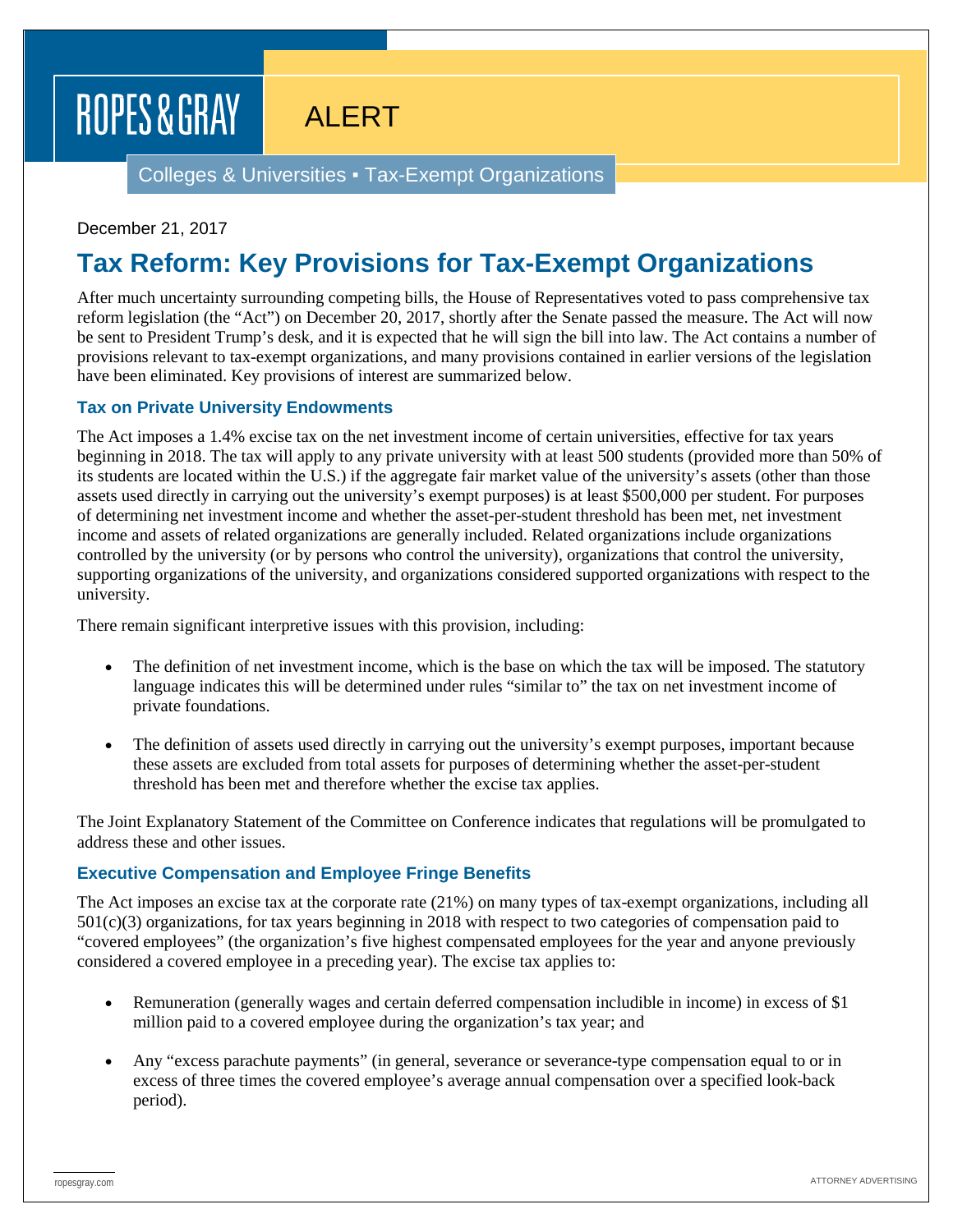ROPES & GRAY

ALERT

Colleges & Universities ▪ Tax-Exempt Organizations

December 21, 2017

# Tax Reform: Key Provisions for Tax-Exempt Organizations

After much uncertainty surrounding competing bills, the House of Representatives voted to pass comprehensive tax reform legislation (the "Act") on December 20, 2017, shortly after the Senate passed the measure. The Act will now be sent to President Trump's desk, and it is expected that he will sign the bill into law. The Act contains a number of provisions relevant to tax-exempt organizations, and many provisions contained in earlier versions of the legislation have been eliminated. Key provisions of interest are summarized below.

## Tax on Private University Endowments

The Act imposes a 1.4% excise tax on the net investment income of certain universities, effective for tax years beginning in 2018. The tax will apply to any private university with at least 500 students (provided more than 50% of its students are located within the U.S.) if the aggregate fair market value of the university's assets (other than those assets used directly in carrying out the university's exempt purposes) is at least $500,000 per student. For purposes of determining net investment income and whether the asset-per-student threshold has been met, net investment income and assets of related organizations are generally included. Related organizations include organizations controlled by the university (or by persons who control the university), organizations that control the university, supporting organizations of the university, and organizations considered supported organizations with respect to the university.

There remain significant interpretive issues with this provision, including:

- The definition of net investment income, which is the base on which the tax will be imposed. The statutory language indicates this will be determined under rules "similar to" the tax on net investment income of private foundations.
- The definition of assets used directly in carrying out the university's exempt purposes, important because these assets are excluded from total assets for purposes of determining whether the asset-per-student threshold has been met and therefore whether the excise tax applies.

The Joint Explanatory Statement of the Committee on Conference indicates that regulations will be promulgated to address these and other issues.

## Executive Compensation and Employee Fringe Benefits

The Act imposes an excise tax at the corporate rate (21%) on many types of tax-exempt organizations, including all 501(c)(3) organizations, for tax years beginning in 2018 with respect to two categories of compensation paid to "covered employees" (the organization's five highest compensated employees for the year and anyone previously considered a covered employee in a preceding year). The excise tax applies to:

- Remuneration (generally wages and certain deferred compensation includible in income) in excess of $1 million paid to a covered employee during the organization's tax year; and
- Any "excess parachute payments" (in general, severance or severance-type compensation equal to or in excess of three times the covered employee's average annual compensation over a specified look-back period).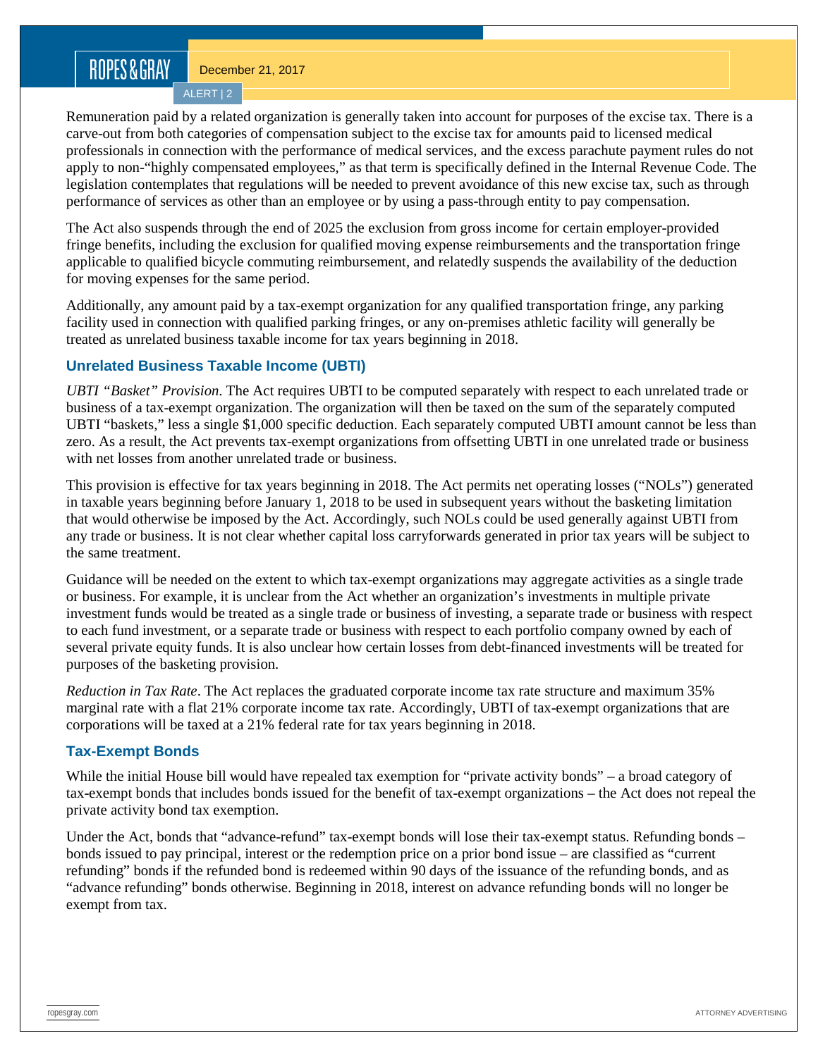Remuneration paid by a related organization is generally taken into account for purposes of the excise tax. There is a carve-out from both categories of compensation subject to the excise tax for amounts paid to licensed medical professionals in connection with the performance of medical services, and the excess parachute payment rules do not apply to non-“highly compensated employees,” as that term is specifically defined in the Internal Revenue Code. The legislation contemplates that regulations will be needed to prevent avoidance of this new excise tax, such as through performance of services as other than an employee or by using a pass-through entity to pay compensation.

The Act also suspends through the end of 2025 the exclusion from gross income for certain employer-provided fringe benefits, including the exclusion for qualified moving expense reimbursements and the transportation fringe applicable to qualified bicycle commuting reimbursement, and relatedly suspends the availability of the deduction for moving expenses for the same period.

Additionally, any amount paid by a tax-exempt organization for any qualified transportation fringe, any parking facility used in connection with qualified parking fringes, or any on-premises athletic facility will generally be treated as unrelated business taxable income for tax years beginning in 2018.

### Unrelated Business Taxable Income (UBTI)

*UBTI “Basket” Provision*. The Act requires UBTI to be computed separately with respect to each unrelated trade or business of a tax-exempt organization. The organization will then be taxed on the sum of the separately computed UBTI “baskets,” less a single $1,000 specific deduction. Each separately computed UBTI amount cannot be less than zero. As a result, the Act prevents tax-exempt organizations from offsetting UBTI in one unrelated trade or business with net losses from another unrelated trade or business.

This provision is effective for tax years beginning in 2018. The Act permits net operating losses (“NOLs”) generated in taxable years beginning before January 1, 2018 to be used in subsequent years without the basketing limitation that would otherwise be imposed by the Act. Accordingly, such NOLs could be used generally against UBTI from any trade or business. It is not clear whether capital loss carryforwards generated in prior tax years will be subject to the same treatment.

Guidance will be needed on the extent to which tax-exempt organizations may aggregate activities as a single trade or business. For example, it is unclear from the Act whether an organization’s investments in multiple private investment funds would be treated as a single trade or business of investing, a separate trade or business with respect to each fund investment, or a separate trade or business with respect to each portfolio company owned by each of several private equity funds. It is also unclear how certain losses from debt-financed investments will be treated for purposes of the basketing provision.

*Reduction in Tax Rate*. The Act replaces the graduated corporate income tax rate structure and maximum 35% marginal rate with a flat 21% corporate income tax rate. Accordingly, UBTI of tax-exempt organizations that are corporations will be taxed at a 21% federal rate for tax years beginning in 2018.

### Tax-Exempt Bonds

While the initial House bill would have repealed tax exemption for “private activity bonds” – a broad category of tax-exempt bonds that includes bonds issued for the benefit of tax-exempt organizations – the Act does not repeal the private activity bond tax exemption.

Under the Act, bonds that “advance-refund” tax-exempt bonds will lose their tax-exempt status. Refunding bonds – bonds issued to pay principal, interest or the redemption price on a prior bond issue – are classified as “current refunding” bonds if the refunded bond is redeemed within 90 days of the issuance of the refunding bonds, and as “advance refunding” bonds otherwise. Beginning in 2018, interest on advance refunding bonds will no longer be exempt from tax.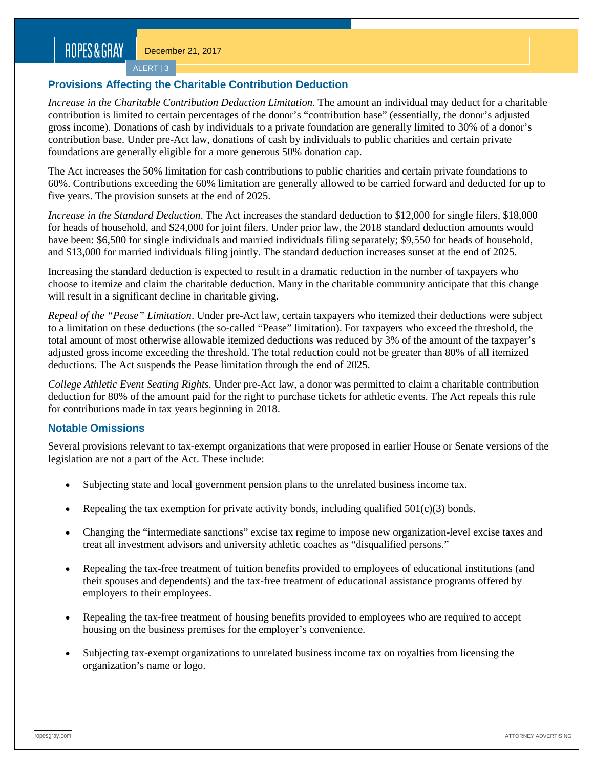## Provisions Affecting the Charitable Contribution Deduction

*Increase in the Charitable Contribution Deduction Limitation*. The amount an individual may deduct for a charitable contribution is limited to certain percentages of the donor's "contribution base" (essentially, the donor's adjusted gross income). Donations of cash by individuals to a private foundation are generally limited to 30% of a donor's contribution base. Under pre-Act law, donations of cash by individuals to public charities and certain private foundations are generally eligible for a more generous 50% donation cap.

The Act increases the 50% limitation for cash contributions to public charities and certain private foundations to 60%. Contributions exceeding the 60% limitation are generally allowed to be carried forward and deducted for up to five years. The provision sunsets at the end of 2025.

*Increase in the Standard Deduction*. The Act increases the standard deduction to $12,000 for single filers, $18,000 for heads of household, and $24,000 for joint filers. Under prior law, the 2018 standard deduction amounts would have been: $6,500 for single individuals and married individuals filing separately; $9,550 for heads of household, and $13,000 for married individuals filing jointly. The standard deduction increases sunset at the end of 2025.

Increasing the standard deduction is expected to result in a dramatic reduction in the number of taxpayers who choose to itemize and claim the charitable deduction. Many in the charitable community anticipate that this change will result in a significant decline in charitable giving.

*Repeal of the "Pease" Limitation*. Under pre-Act law, certain taxpayers who itemized their deductions were subject to a limitation on these deductions (the so-called "Pease" limitation). For taxpayers who exceed the threshold, the total amount of most otherwise allowable itemized deductions was reduced by 3% of the amount of the taxpayer's adjusted gross income exceeding the threshold. The total reduction could not be greater than 80% of all itemized deductions. The Act suspends the Pease limitation through the end of 2025.

*College Athletic Event Seating Rights*. Under pre-Act law, a donor was permitted to claim a charitable contribution deduction for 80% of the amount paid for the right to purchase tickets for athletic events. The Act repeals this rule for contributions made in tax years beginning in 2018.

## Notable Omissions

Several provisions relevant to tax-exempt organizations that were proposed in earlier House or Senate versions of the legislation are not a part of the Act. These include:

- Subjecting state and local government pension plans to the unrelated business income tax.
- Repealing the tax exemption for private activity bonds, including qualified 501(c)(3) bonds.
- Changing the "intermediate sanctions" excise tax regime to impose new organization-level excise taxes and treat all investment advisors and university athletic coaches as "disqualified persons."
- Repealing the tax-free treatment of tuition benefits provided to employees of educational institutions (and their spouses and dependents) and the tax-free treatment of educational assistance programs offered by employers to their employees.
- Repealing the tax-free treatment of housing benefits provided to employees who are required to accept housing on the business premises for the employer's convenience.
- Subjecting tax-exempt organizations to unrelated business income tax on royalties from licensing the organization's name or logo.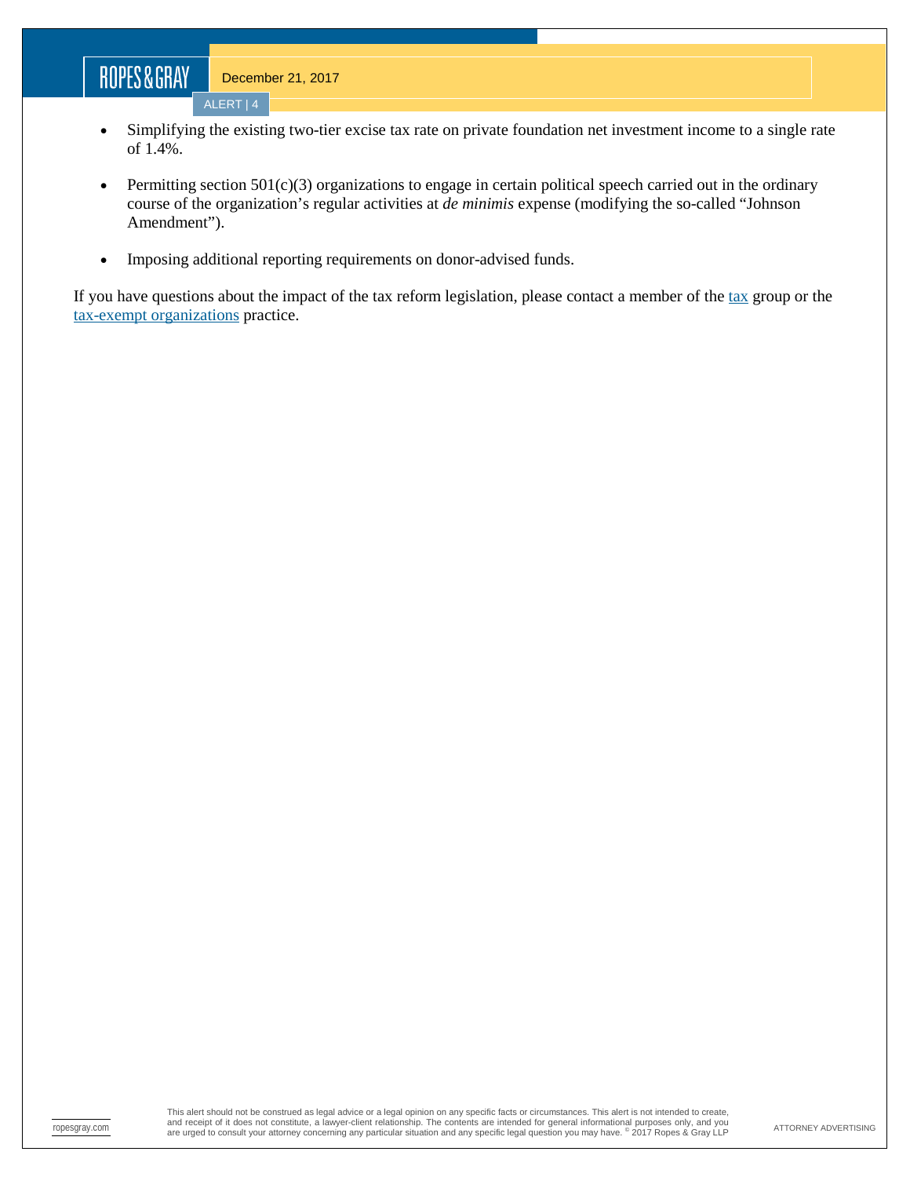- Simplifying the existing two-tier excise tax rate on private foundation net investment income to a single rate of 1.4%.

- Permitting section 501(c)(3) organizations to engage in certain political speech carried out in the ordinary course of the organization's regular activities at *de minimis* expense (modifying the so-called "Johnson Amendment").

- Imposing additional reporting requirements on donor-advised funds.

If you have questions about the impact of the tax reform legislation, please contact a member of the tax group or the tax-exempt organizations practice.